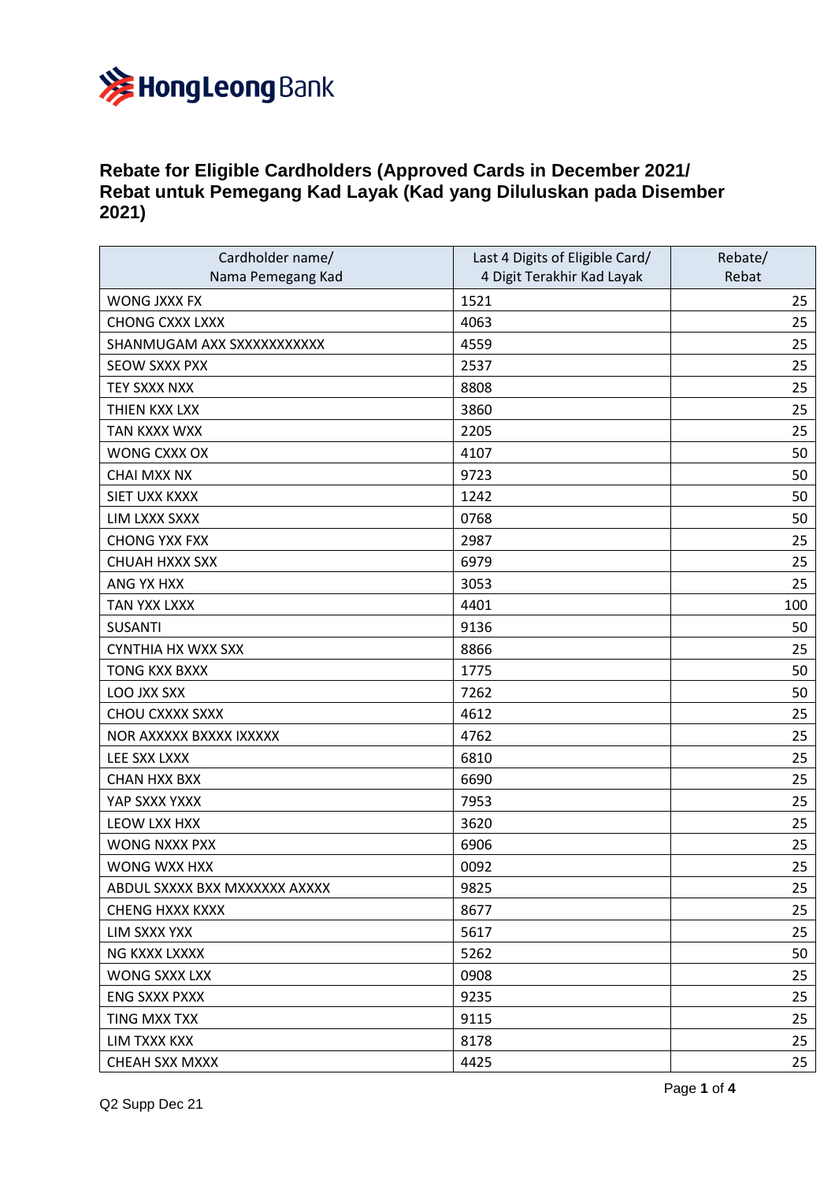# Rebate for Eligible Cardholders (Approved Cards in December 2021/ Rebat untuk Pemegang Kad Layak (Kad yang Diluluskan pada Disember 2021)

| Cardholder name/ Nama Pemegang Kad | Last 4 Digits of Eligible Card/ 4 Digit Terakhir Kad Layak | Rebate/ Rebat |
|---|---|---|
| WONG JXXX FX | 1521 | 25 |
| CHONG CXXX LXXX | 4063 | 25 |
| SHANMUGAM AXX SXXXXXXXXXX | 4559 | 25 |
| SEOW SXXX PXX | 2537 | 25 |
| TEY SXXX NXX | 8808 | 25 |
| THIEN KXX LXX | 3860 | 25 |
| TAN KXXX WXX | 2205 | 25 |
| WONG CXXX OX | 4107 | 50 |
| CHAI MXX NX | 9723 | 50 |
| SIET UXX KXXX | 1242 | 50 |
| LIM LXXX SXXX | 0768 | 50 |
| CHONG YXX FXX | 2987 | 25 |
| CHUAH HXXX SXX | 6979 | 25 |
| ANG YX HXX | 3053 | 25 |
| TAN YXX LXXX | 4401 | 100 |
| SUSANTI | 9136 | 50 |
| CYNTHIA HX WXX SXX | 8866 | 25 |
| TONG KXX BXXX | 1775 | 50 |
| LOO JXX SXX | 7262 | 50 |
| CHOU CXXXX SXXX | 4612 | 25 |
| NOR AXXXXX BXXXX IXXXXX | 4762 | 25 |
| LEE SXX LXXX | 6810 | 25 |
| CHAN HXX BXX | 6690 | 25 |
| YAP SXXX YXXX | 7953 | 25 |
| LEOW LXX HXX | 3620 | 25 |
| WONG NXXX PXX | 6906 | 25 |
| WONG WXX HXX | 0092 | 25 |
| ABDUL SXXXX BXX MXXXXXX AXXXX | 9825 | 25 |
| CHENG HXXX KXXX | 8677 | 25 |
| LIM SXXX YXX | 5617 | 25 |
| NG KXXX LXXXX | 5262 | 50 |
| WONG SXXX LXX | 0908 | 25 |
| ENG SXXX PXXX | 9235 | 25 |
| TING MXX TXX | 9115 | 25 |
| LIM TXXX KXX | 8178 | 25 |
| CHEAH SXX MXXX | 4425 | 25 |

Q2 Supp Dec 21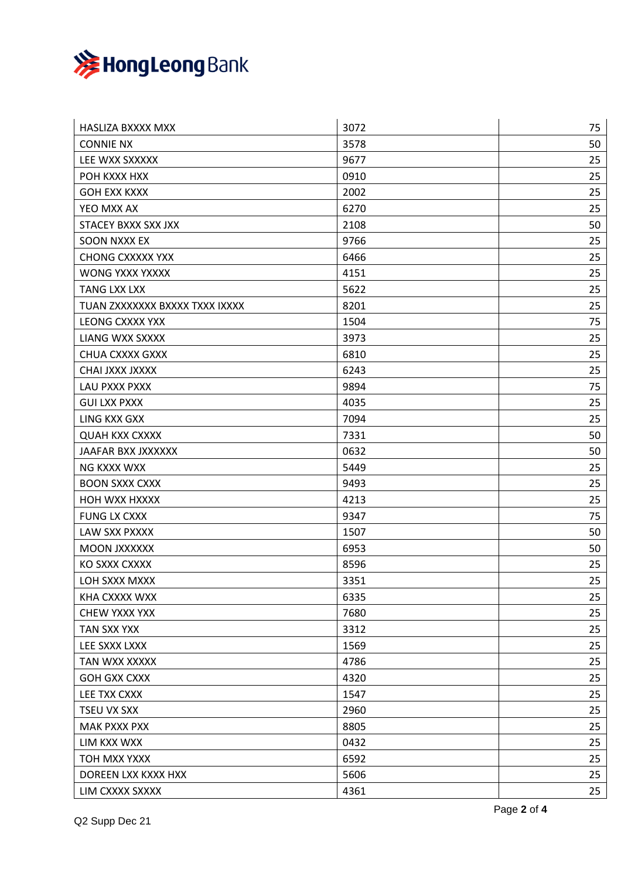| | | |
|---|---|---:|
| HASLIZA BXXXX MXX | 3072 | 75 |
| CONNIE NX | 3578 | 50 |
| LEE WXX SXXXXX | 9677 | 25 |
| POH KXXX HXX | 0910 | 25 |
| GOH EXX KXXX | 2002 | 25 |
| YEO MXX AX | 6270 | 25 |
| STACEY BXXX SXX JXX | 2108 | 50 |
| SOON NXXX EX | 9766 | 25 |
| CHONG CXXXXX YXX | 6466 | 25 |
| WONG YXXX YXXXX | 4151 | 25 |
| TANG LXX LXX | 5622 | 25 |
| TUAN ZXXXXXXX BXXXX TXXX IXXXX | 8201 | 25 |
| LEONG CXXXX YXX | 1504 | 75 |
| LIANG WXX SXXXX | 3973 | 25 |
| CHUA CXXXX GXXX | 6810 | 25 |
| CHAI JXXX JXXXX | 6243 | 25 |
| LAU PXXX PXXX | 9894 | 75 |
| GUI LXX PXXX | 4035 | 25 |
| LING KXX GXX | 7094 | 25 |
| QUAH KXX CXXXX | 7331 | 50 |
| JAAFAR BXX JXXXXXX | 0632 | 50 |
| NG KXXX WXX | 5449 | 25 |
| BOON SXXX CXXX | 9493 | 25 |
| HOH WXX HXXXX | 4213 | 25 |
| FUNG LX CXXX | 9347 | 75 |
| LAW SXX PXXXX | 1507 | 50 |
| MOON JXXXXXX | 6953 | 50 |
| KO SXXX CXXXX | 8596 | 25 |
| LOH SXXX MXXX | 3351 | 25 |
| KHA CXXXX WXX | 6335 | 25 |
| CHEW YXXX YXX | 7680 | 25 |
| TAN SXX YXX | 3312 | 25 |
| LEE SXXX LXXX | 1569 | 25 |
| TAN WXX XXXXX | 4786 | 25 |
| GOH GXX CXXX | 4320 | 25 |
| LEE TXX CXXX | 1547 | 25 |
| TSEU VX SXX | 2960 | 25 |
| MAK PXXX PXX | 8805 | 25 |
| LIM KXX WXX | 0432 | 25 |
| TOH MXX YXXX | 6592 | 25 |
| DOREEN LXX KXXX HXX | 5606 | 25 |
| LIM CXXXX SXXXX | 4361 | 25 |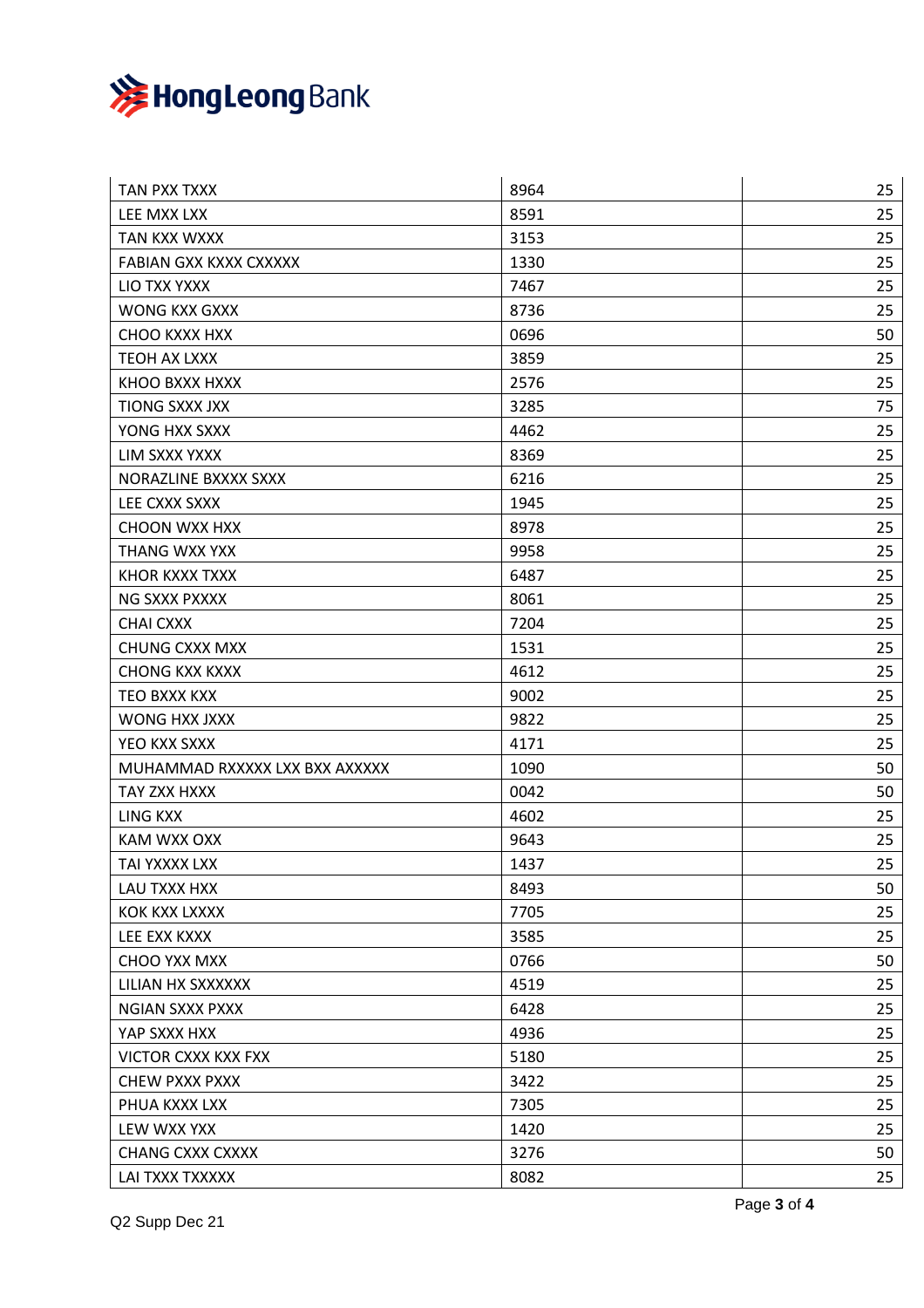| | | |
|---|---|---|
| TAN PXX TXXX | 8964 | 25 |
| LEE MXX LXX | 8591 | 25 |
| TAN KXX WXXX | 3153 | 25 |
| FABIAN GXX KXXX CXXXXX | 1330 | 25 |
| LIO TXX YXXX | 7467 | 25 |
| WONG KXX GXXX | 8736 | 25 |
| CHOO KXXX HXX | 0696 | 50 |
| TEOH AX LXXX | 3859 | 25 |
| KHOO BXXX HXXX | 2576 | 25 |
| TIONG SXXX JXX | 3285 | 75 |
| YONG HXX SXXX | 4462 | 25 |
| LIM SXXX YXXX | 8369 | 25 |
| NORAZLINE BXXXX SXXX | 6216 | 25 |
| LEE CXXX SXXX | 1945 | 25 |
| CHOON WXX HXX | 8978 | 25 |
| THANG WXX YXX | 9958 | 25 |
| KHOR KXXX TXXX | 6487 | 25 |
| NG SXXX PXXXX | 8061 | 25 |
| CHAI CXXX | 7204 | 25 |
| CHUNG CXXX MXX | 1531 | 25 |
| CHONG KXX KXXX | 4612 | 25 |
| TEO BXXX KXX | 9002 | 25 |
| WONG HXX JXXX | 9822 | 25 |
| YEO KXX SXXX | 4171 | 25 |
| MUHAMMAD RXXXXX LXX BXX AXXXXX | 1090 | 50 |
| TAY ZXX HXXX | 0042 | 50 |
| LING KXX | 4602 | 25 |
| KAM WXX OXX | 9643 | 25 |
| TAI YXXXX LXX | 1437 | 25 |
| LAU TXXX HXX | 8493 | 50 |
| KOK KXX LXXXX | 7705 | 25 |
| LEE EXX KXXX | 3585 | 25 |
| CHOO YXX MXX | 0766 | 50 |
| LILIAN HX SXXXXXX | 4519 | 25 |
| NGIAN SXXX PXXX | 6428 | 25 |
| YAP SXXX HXX | 4936 | 25 |
| VICTOR CXXX KXX FXX | 5180 | 25 |
| CHEW PXXX PXXX | 3422 | 25 |
| PHUA KXXX LXX | 7305 | 25 |
| LEW WXX YXX | 1420 | 25 |
| CHANG CXXX CXXXX | 3276 | 50 |
| LAI TXXX TXXXXX | 8082 | 25 |

Q2 Supp Dec 21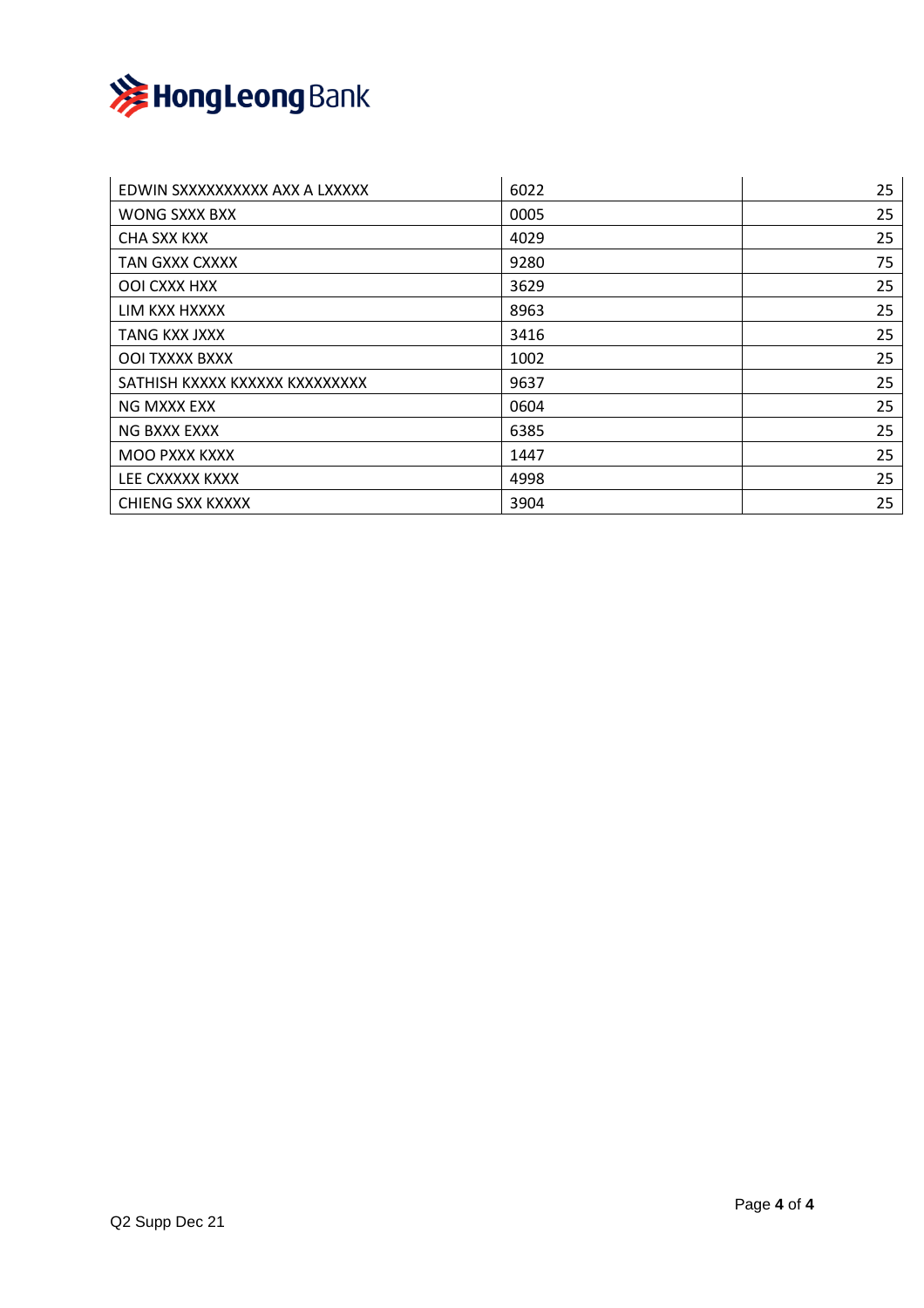| | | |
|---|---|---|
| EDWIN SXXXXXXXXXX AXX A LXXXXX | 6022 | 25 |
| WONG SXXX BXX | 0005 | 25 |
| CHA SXX KXX | 4029 | 25 |
| TAN GXXX CXXXX | 9280 | 75 |
| OOI CXXX HXX | 3629 | 25 |
| LIM KXX HXXXX | 8963 | 25 |
| TANG KXX JXXX | 3416 | 25 |
| OOI TXXXX BXXX | 1002 | 25 |
| SATHISH KXXXX KXXXXX KXXXXXXXX | 9637 | 25 |
| NG MXXX EXX | 0604 | 25 |
| NG BXXX EXXX | 6385 | 25 |
| MOO PXXX KXXX | 1447 | 25 |
| LEE CXXXXX KXXX | 4998 | 25 |
| CHIENG SXX KXXXX | 3904 | 25 |